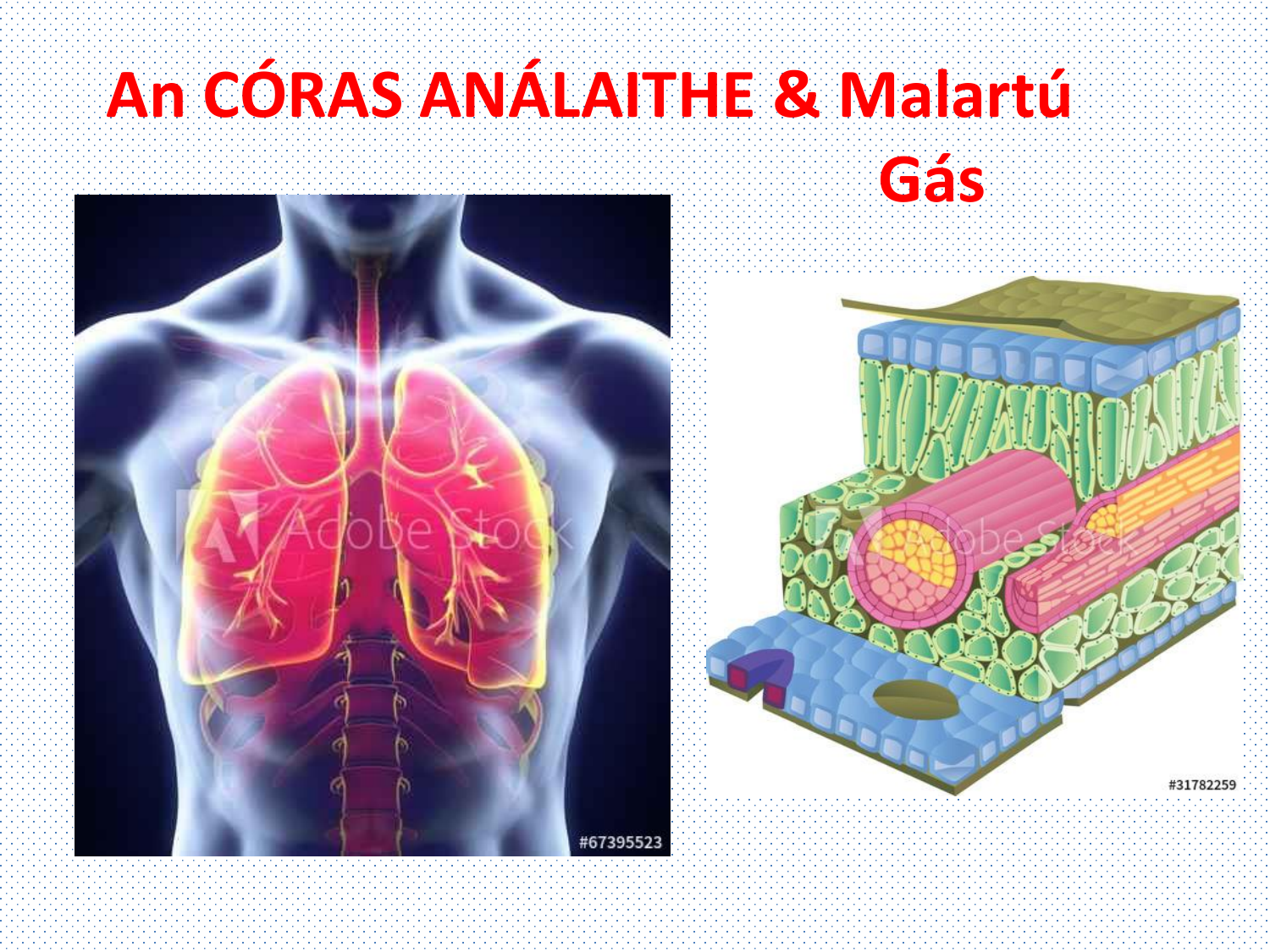# An CÓRAS ANÁLAITHE & Malartú Gás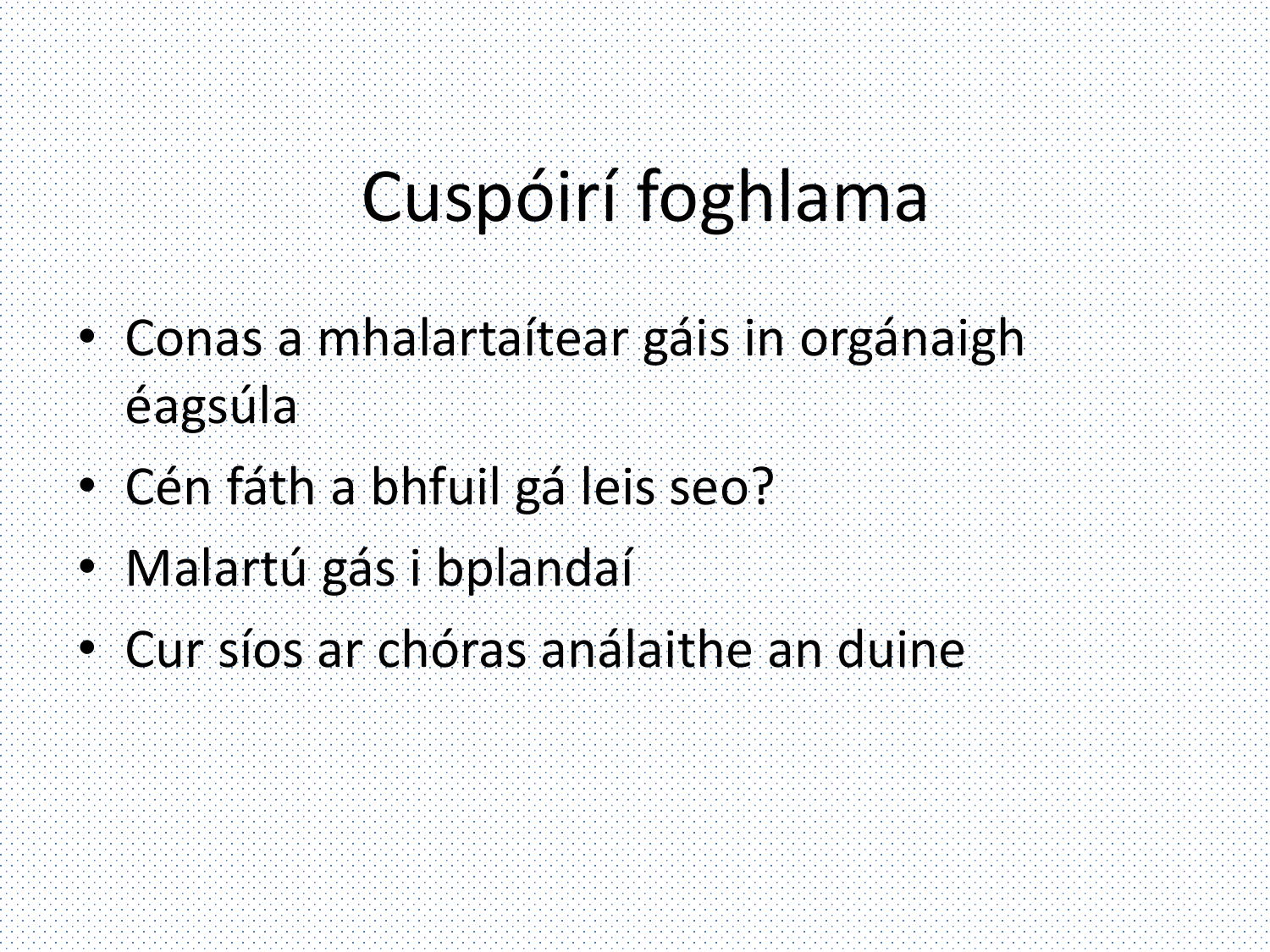# Cuspóirí foghlama

- Conas a mhalartaítear gáis in orgánaigh éagsúla
- Cén fáth a bhfuil gá leis seo?
- Malartú gás i bplandaí
- Cur síos ar chóras análaithe an duine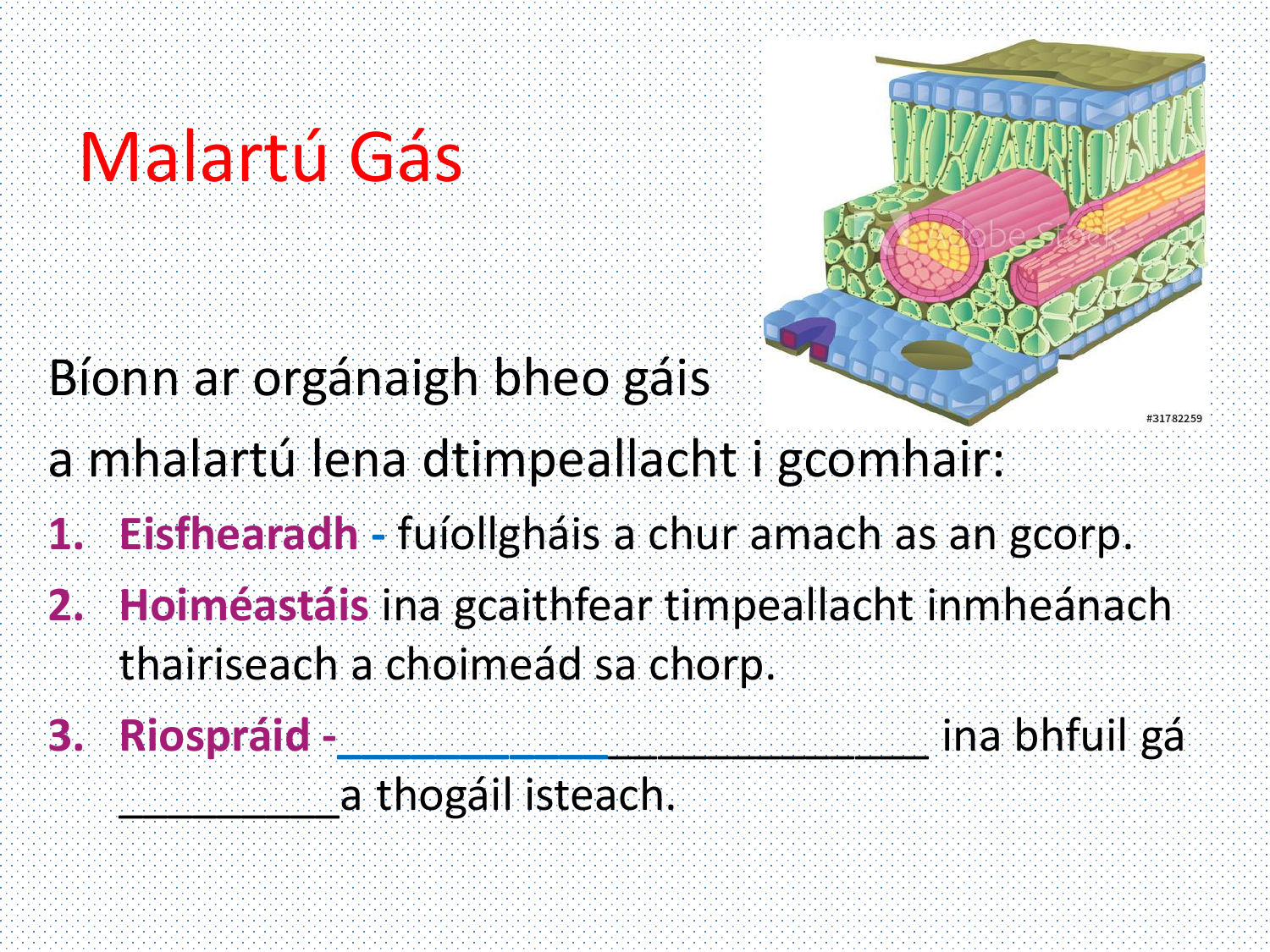# Malartú Gás

Bíonn ar orgánaigh bheo gáis a mhalartú lena dtimpeallacht i gcomhair:

1. **Eisfhearadh** - fuíollgháis a chur amach as an gcorp.
2. **Hoiméastáis** ina gcaithfear timpeallacht inmheánach thairiseach a choimeád sa chorp.
3. **Riospráid** - ___________________________ ina bhfuil gá __________a thogáil isteach.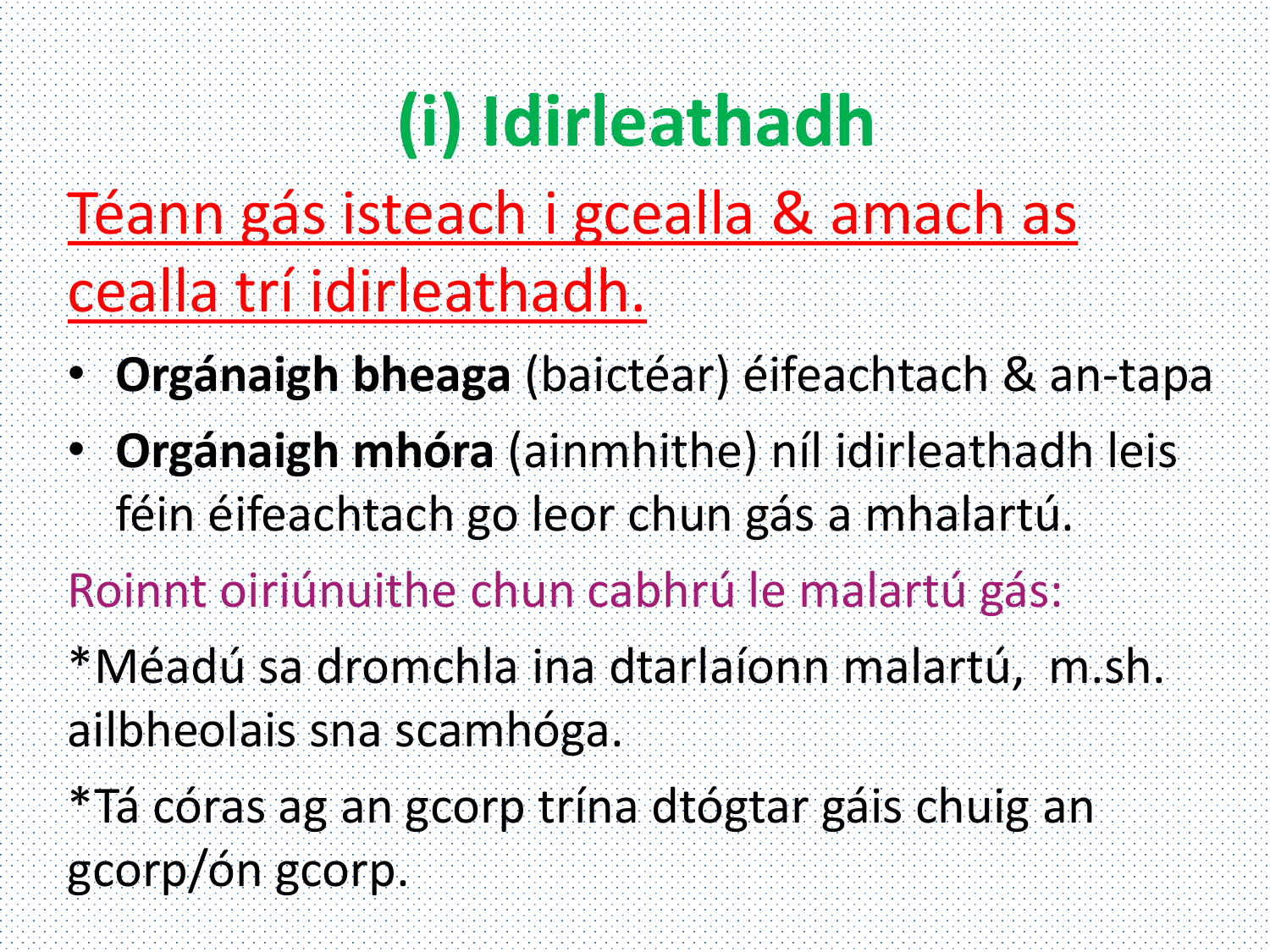# (i) Idirleathadh

Téann gás isteach i gcealla & amach as cealla trí idirleathadh.

- **Orgánaigh bheaga** (baictéar) éifeachtach & an-tapa
- **Orgánaigh mhóra** (ainmhithe) níl idirleathadh leis féin éifeachtach go leor chun gás a mhalartú.

Roinnt oiriúnuithe chun cabhrú le malartú gás:

*Méadú sa dromchla ina dtarlaíonn malartú, m.sh. ailbheolais sna scamhóga.

*Tá córas ag an gcorp trína dtógtar gáis chuig an gcorp/ón gcorp.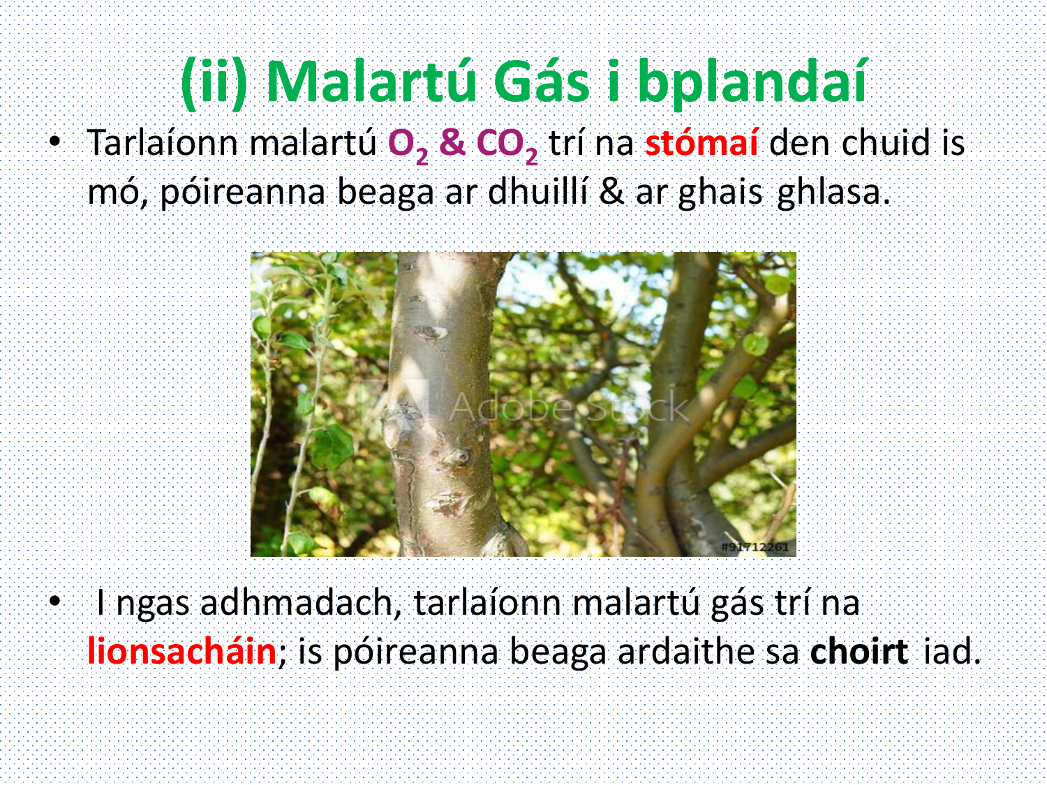# (ii) Malartú Gás i bplandaí

- Tarlaíonn malartú $O_2$ & $CO_2$ trí na **stómaí** den chuid is mó, póireanna beaga ar dhuillí & ar ghais ghlasa.

- I ngas adhmadach, tarlaíonn malartú gás trí na **lionsacháin**; is póireanna beaga ardaithe sa **choirt** iad.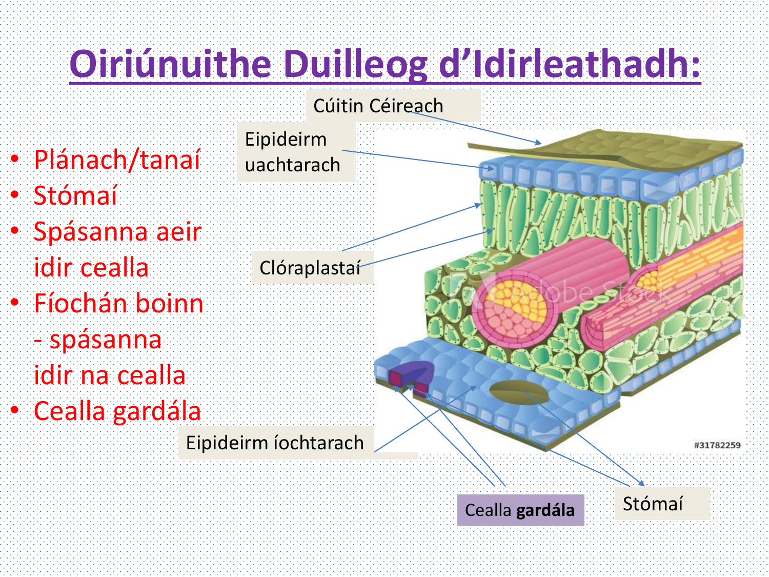# Oiriúnuithe Duilleog d'Idirleathadh:

- Plánach/tanaí
- Stómaí
- Spásanna aeir idir cealla
- Fíochán boinn - spásanna idir na cealla
- Cealla gardála

Cúitin Céireach

Eipideirm uachtarach

Clóraplastaí

Eipideirm íochtarach

Cealla **gardála**

Stómaí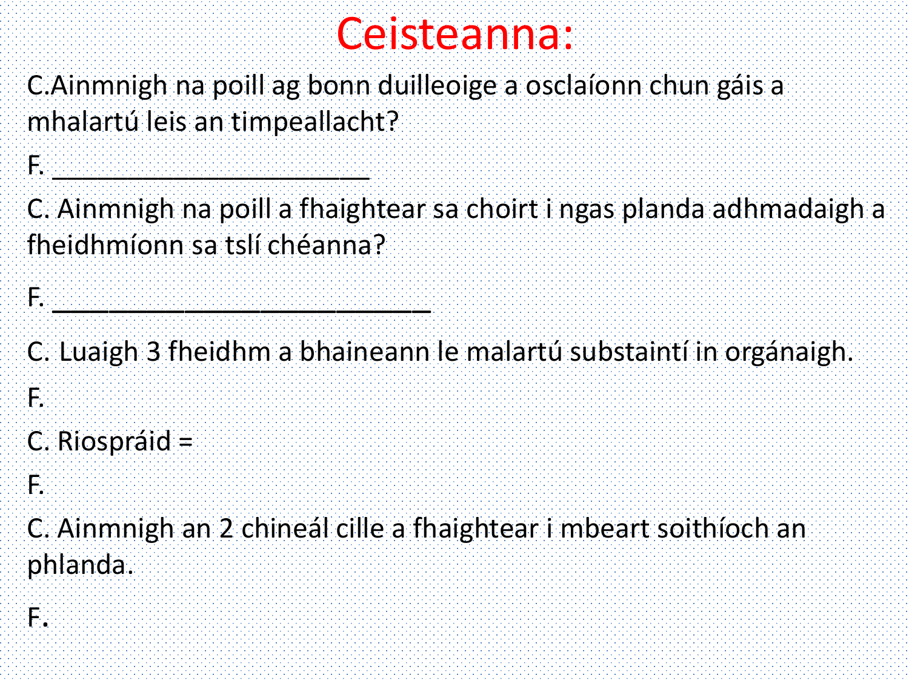# Ceisteanna:

C.Ainmnigh na poill ag bonn duilleoige a osclaíonn chun gáis a mhalartú leis an timpeallacht?

F. ______________________

C. Ainmnigh na poill a fhaightear sa choirt i ngas planda adhmadaigh a fheidhmíonn sa tslí chéanna?

F. ___________________________

C. Luaigh 3 fheidhm a bhaineann le malartú substaintí in orgánaigh.

F.

C. Riospráid =

F.

C. Ainmnigh an 2 chineál cille a fhaightear i mbeart soithíoch an phlanda.

F.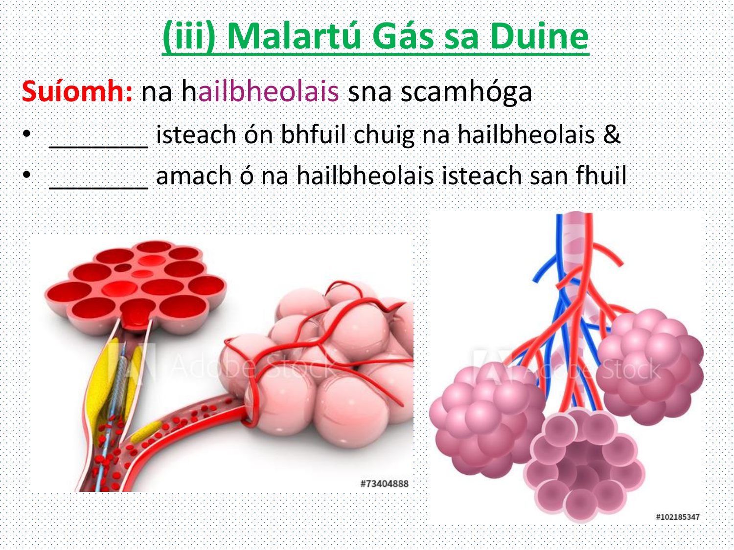# (iii) Malartú Gás sa Duine

**Suíomh:** na hailbheolais sna scamhóga

- ________ isteach ón bhfuil chuig na hailbheolais &
- ________ amach ó na hailbheolais isteach san fhuil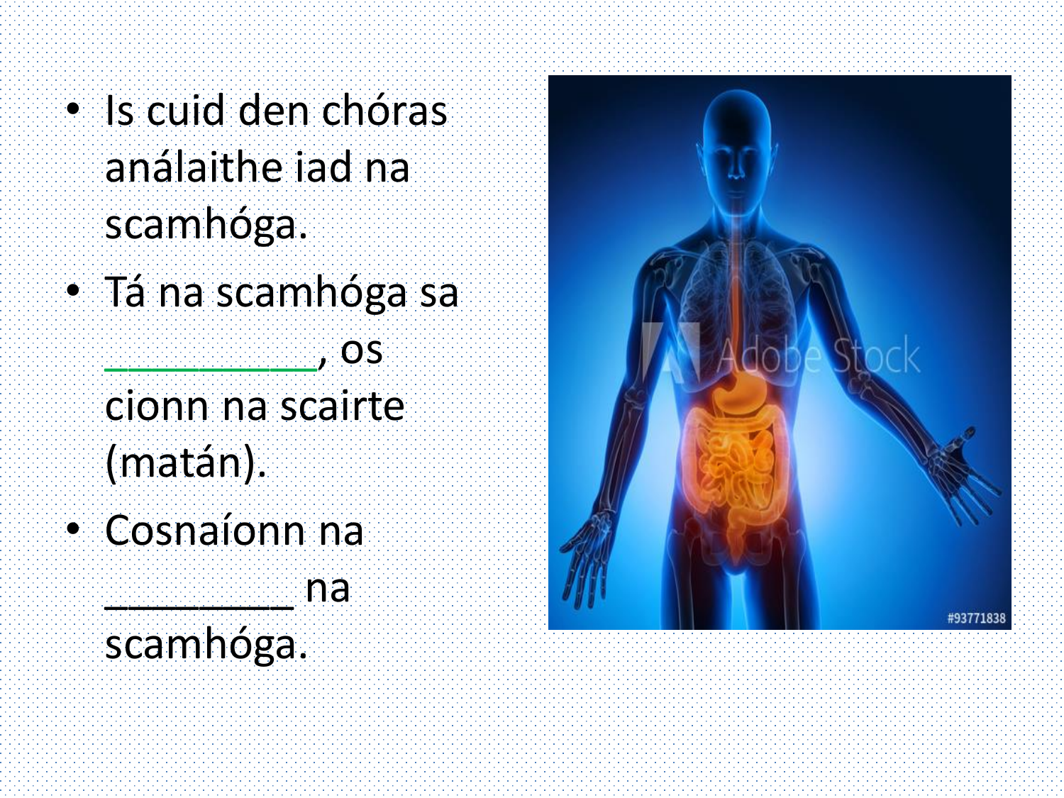- Is cuid den chóras análaithe iad na scamhóga.
- Tá na scamhóga sa __________, os cionn na scairte (matán).
- Cosnaíonn na _________ na scamhóga.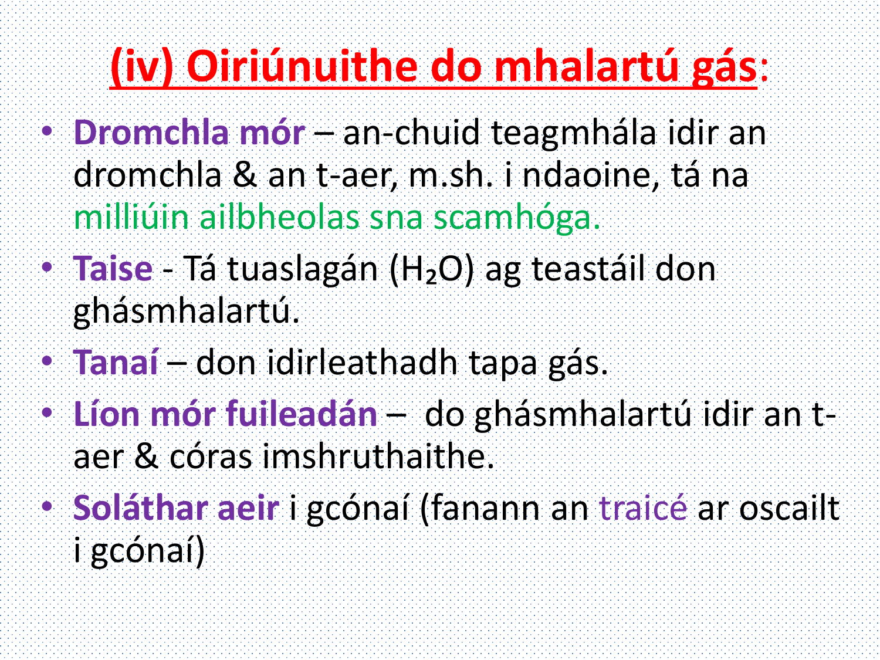# (iv) Oiriúnuithe do mhalartú gás:

- **Dromchla mór** – an-chuid teagmhála idir an dromchla & an t-aer, m.sh. i ndaoine, tá na milliúin ailbheolas sna scamhóga.
- **Taise** - Tá tuaslagán ($H_2O$) ag teastáil don ghásmhalartú.
- **Tanaí** – don idirleathadh tapa gás.
- **Líon mór fuileadán** – do ghásmhalartú idir an t-aer & córas imshruthaithe.
- **Soláthar aeir** i gcónaí (fanann an traicé ar oscailt i gcónaí)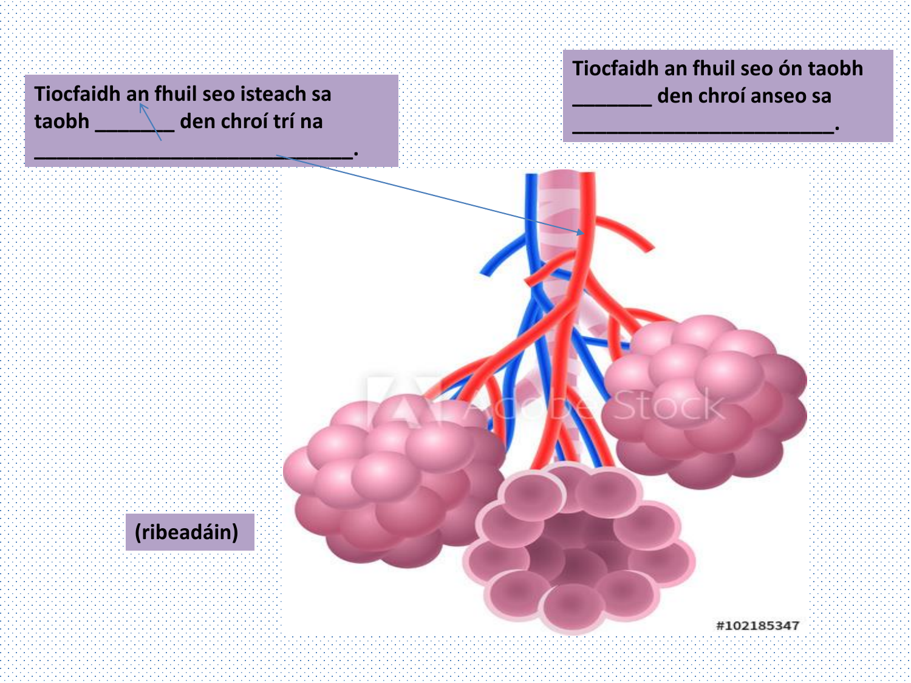Tiocfaidh an fhuil seo isteach sa taobh _______ den chroí trí na _____________________________.

Tiocfaidh an fhuil seo ón taobh _______ den chroí anseo sa ______________________.

(ribeadáin)

#102185347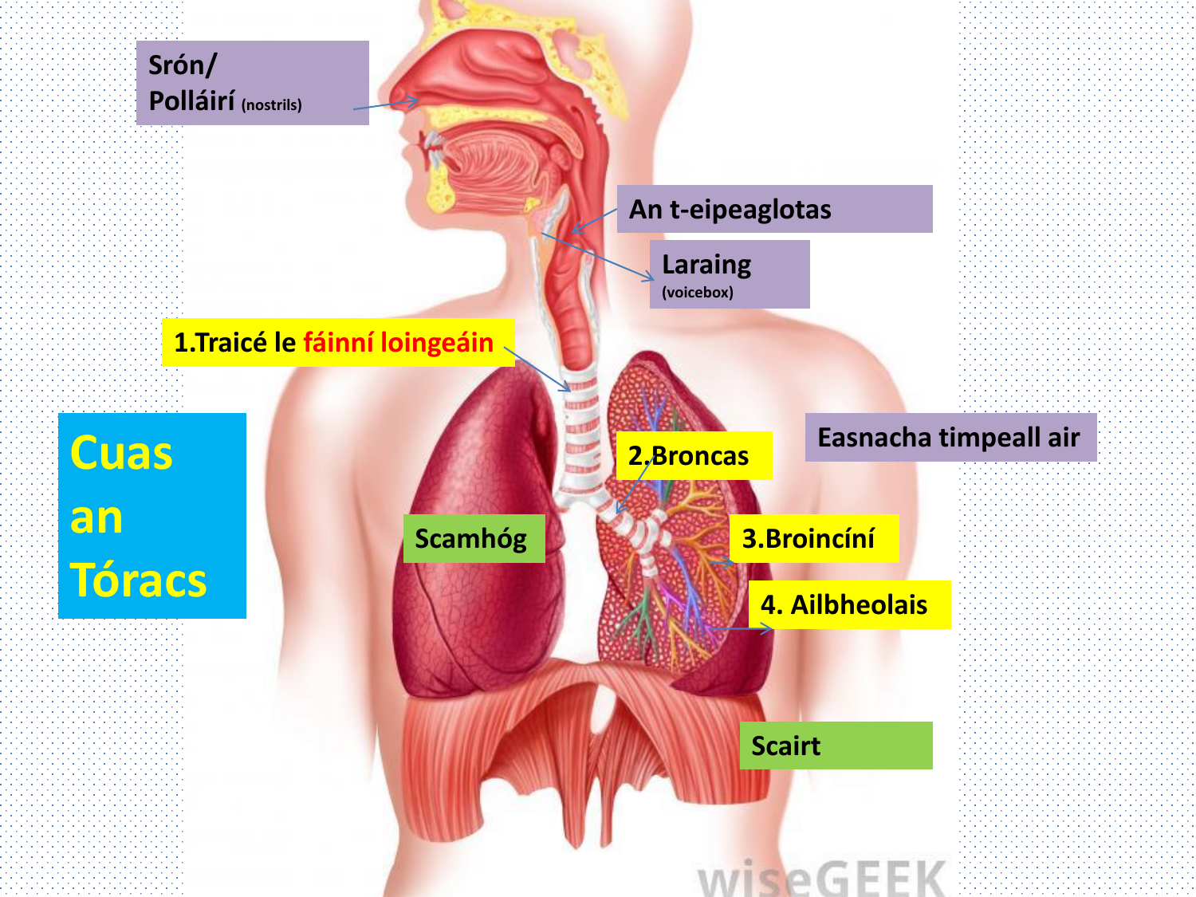# Cuas an Tóracs

Srón/ Polláirí (nostrils)

An t-eipeaglotas

Laraing (voicebox)

1.Traicé le fáinní loingeáin

Easnacha timpeall air

2.Broncas

Scamhóg

3.Broincíní

4. Ailbheolais

Scairt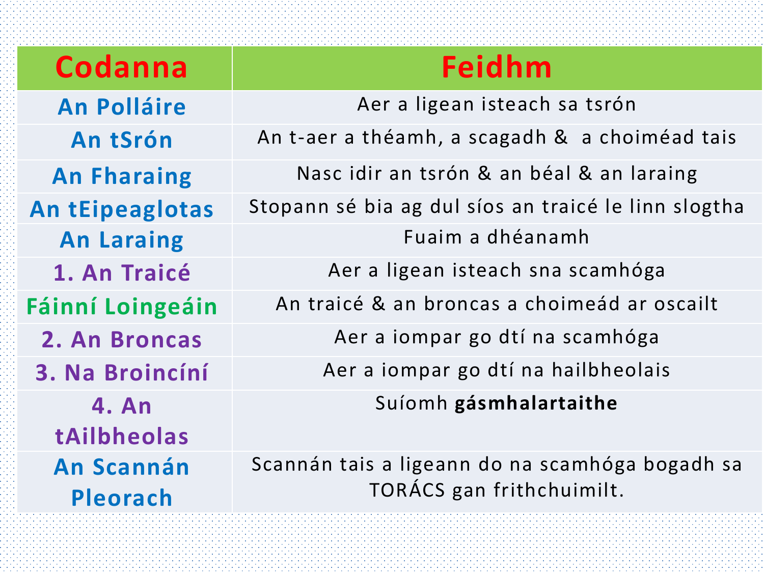| Codanna | Feidhm |
|---|---|
| An Polláire | Aer a ligean isteach sa tsrón |
| An tSrón | An t-aer a théamh, a scagadh & a choiméad tais |
| An Fharaing | Nasc idir an tsrón & an béal & an laraing |
| An tEipeaglotas | Stopann sé bia ag dul síos an traicé le linn slogtha |
| An Laraing | Fuaim a dhéanamh |
| 1. An Traicé | Aer a ligean isteach sna scamhóga |
| Fáinní Loingeáin | An traicé & an broncas a choimeád ar oscailt |
| 2. An Broncas | Aer a iompar go dtí na scamhóga |
| 3. Na Broincíní | Aer a iompar go dtí na hailbheolais |
| 4. An tAilbheolas | Suíomh **gásmhalartaithe** |
| An Scannán Pleorach | Scannán tais a ligeann do na scamhóga bogadh sa TORÁCS gan frithchuimilt. |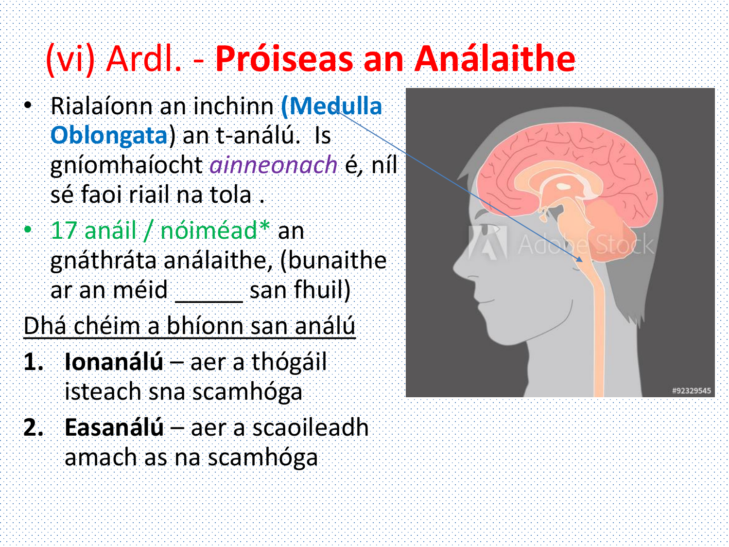# (vi) Ardl. - **Próiseas an Análaithe**

- Rialaíonn an inchinn **(Medulla Oblongata**) an t-análú. Is gníomhaíocht *ainneonach* é, níl sé faoi riail na tola .
- 17 anáil / nóiméad* an gnáthráta análaithe, (bunaithe ar an méid ______ san fhuil)

Dhá chéim a bhíonn san análú

1. **Ionanálú** – aer a thógáil isteach sna scamhóga
2. **Easanálú** – aer a scaoileadh amach as na scamhóga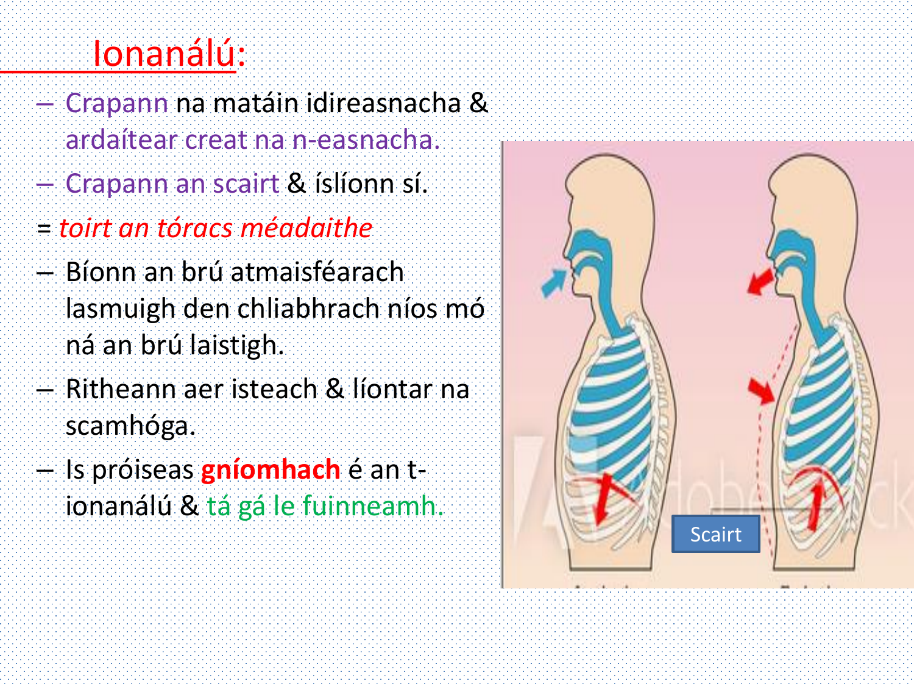# Ionanálú:

- Crapann na matáin idireasnacha & ardaítear creat na n-easnacha.
- Crapann an scairt & íslíonn sí.

= *toirt an tóracs méadaithe*

- Bíonn an brú atmaisféarach lasmuigh den chliabhrach níos mó ná an brú laistigh.
- Ritheann aer isteach & líontar na scamhóga.
- Is próiseas **gníomhach** é an t-ionanálú & tá gá le fuinneamh.

Scairt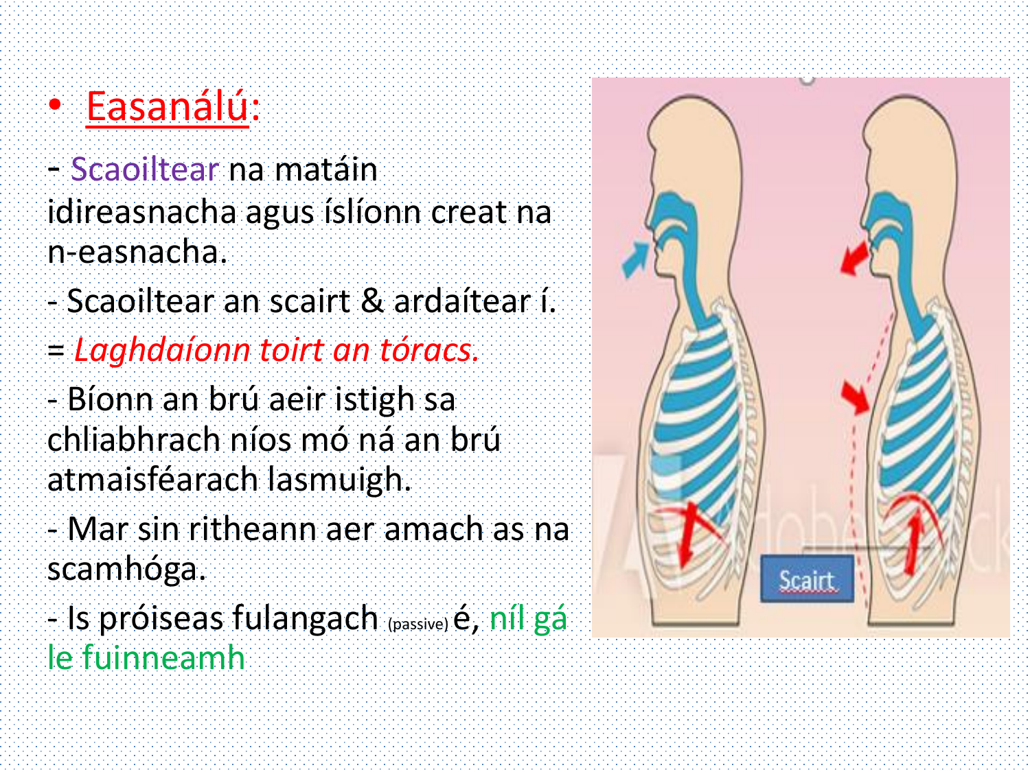- **Easanálú:**

- Scaoiltear na matáin idireasnacha agus íslíonn creat na n-easnacha.
- Scaoiltear an scairt & ardaítear í.

= *Laghdaíonn toirt an tóracs.*

- Bíonn an brú aeir istigh sa chliabhrach níos mó ná an brú atmaisféarach lasmuigh.
- Mar sin ritheann aer amach as na scamhóga.
- Is próiseas fulangach (passive) é, níl gá le fuinneamh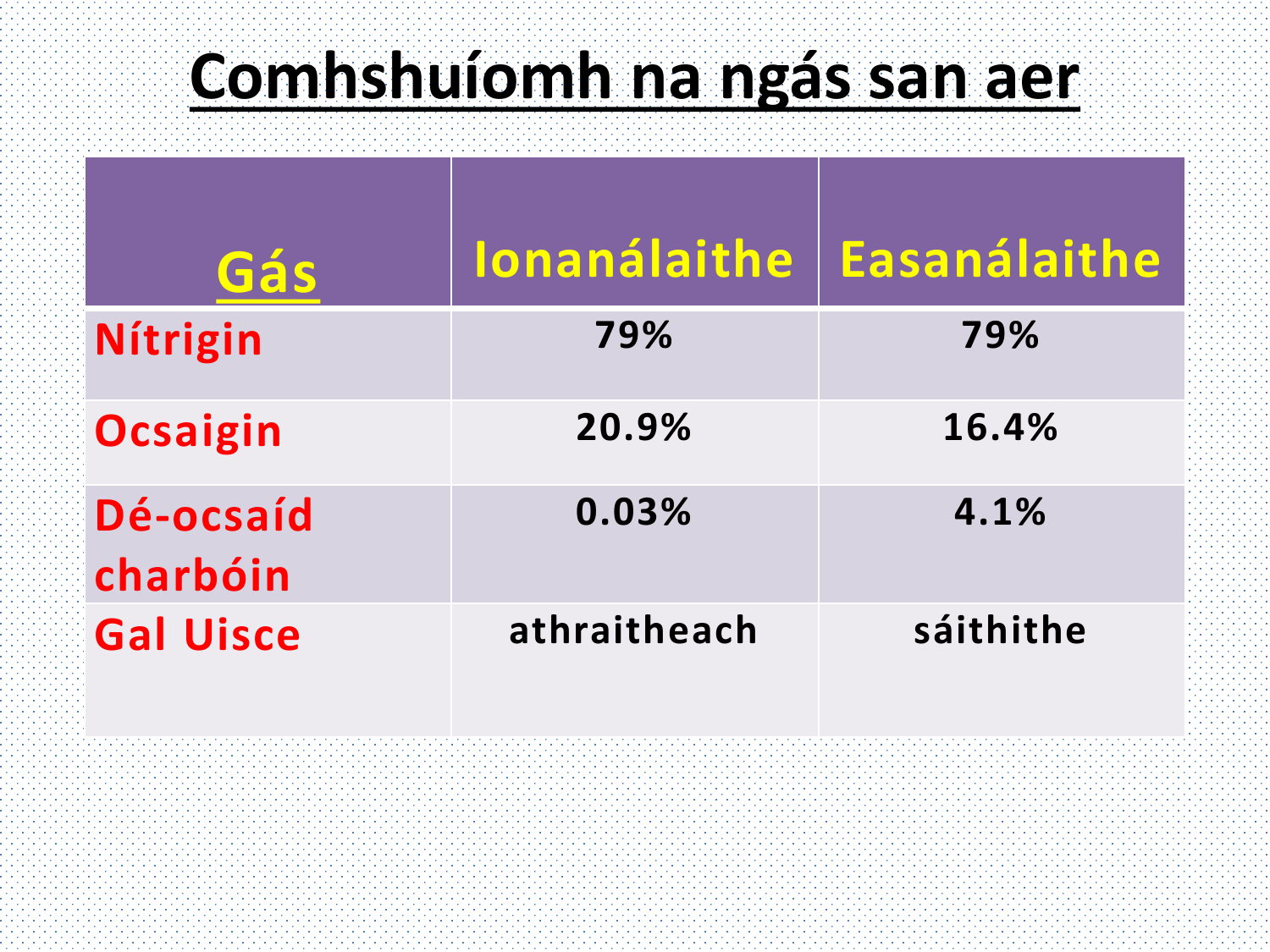# Comhshuíomh na ngás san aer

| Gás | Ionanálaithe | Easanálaithe |
|---|---|---|
| Nítrigin | 79% | 79% |
| Ocsaigin | 20.9% | 16.4% |
| Dé-ocsaíd charbóin | 0.03% | 4.1% |
| Gal Uisce | athraitheach | sáithithe |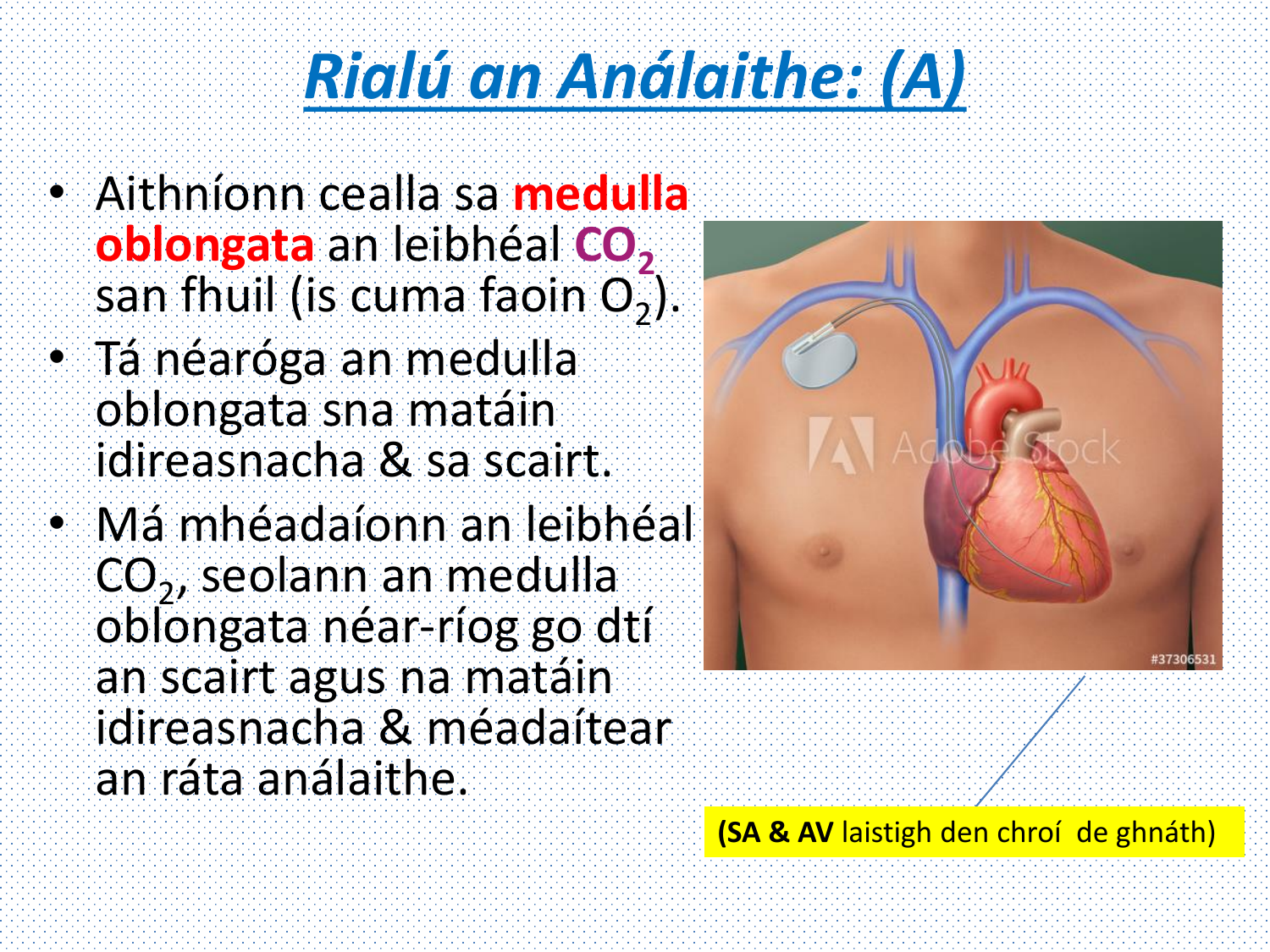# *Rialú an Análaithe: (A)*

- Aithníonn cealla sa **medulla oblongata** an leibhéal **$CO_2$** san fhuil (is cuma faoin $O_2$).
- Tá néaróga an medulla oblongata sna matáin idireasnacha & sa scairt.
- Má mhéadaíonn an leibhéal $CO_2$, seolann an medulla oblongata néar-ríog go dtí an scairt agus na matáin idireasnacha & méadaítear an ráta análaithe.

(**SA & AV** laistigh den chroí de ghnáth)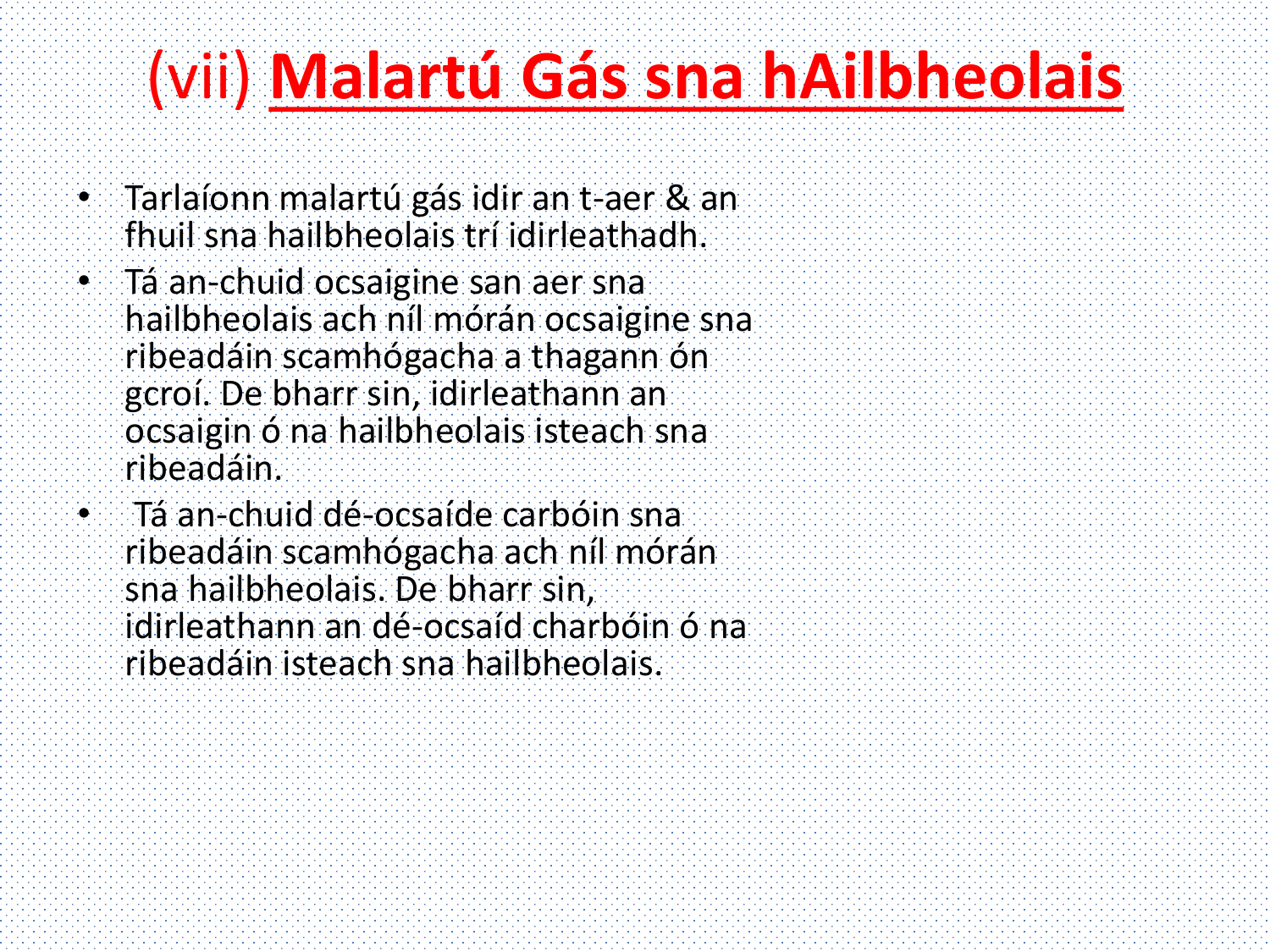# (vii) **Malartú Gás sna hAilbheolais**

- Tarlaíonn malartú gás idir an t-aer & an fhuil sna hailbheolais trí idirleathadh.
- Tá an-chuid ocsaigine san aer sna hailbheolais ach níl mórán ocsaigine sna ribeadáin scamhógacha a thagann ón gcroí. De bharr sin, idirleathann an ocsaigin ó na hailbheolais isteach sna ribeadáin.
- Tá an-chuid dé-ocsaíde carbóin sna ribeadáin scamhógacha ach níl mórán sna hailbheolais. De bharr sin, idirleathann an dé-ocsaíd charbóin ó na ribeadáin isteach sna hailbheolais.